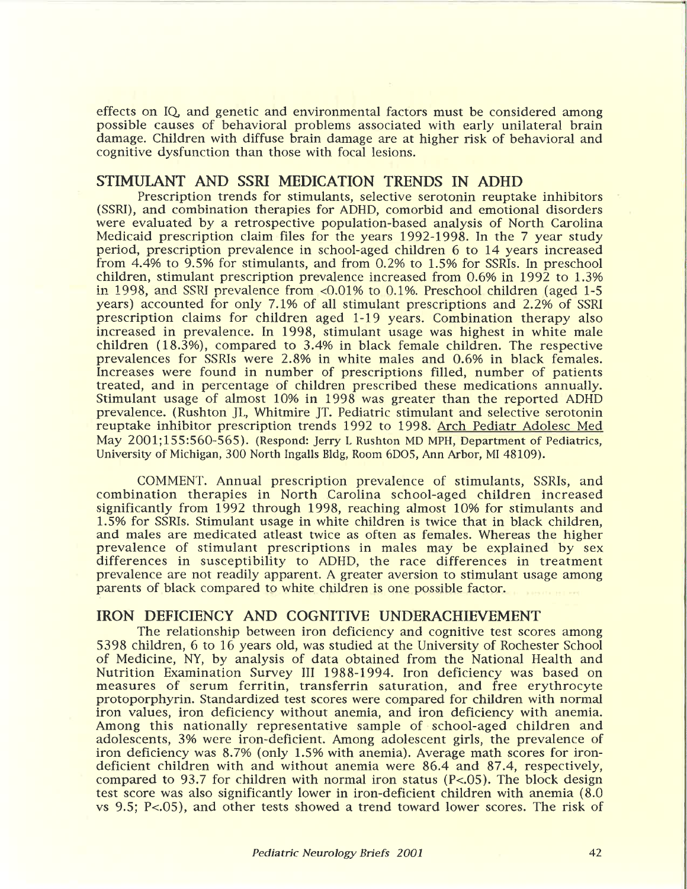effects on IQ, and genetic and environmental factors must be considered among possible causes of behavioral problems associated with early unilateral brain damage. Children with diffuse brain damage are at higher risk of behavioral and cognitive dysfunction than those with focal lesions.

## STIMULANT AND SSRI MEDICATION TRENDS IN ADHD

Prescription trends for stimulants, selective serotonin reuptake inhibitors (SSRI), and combination therapies for ADHD, comorbid and emotional disorders were evaluated by a retrospective population-based analysis of North Carolina Medicaid prescription claim files for the years 1992-1998. In the 7 year study period, prescription prevalence in school-aged children 6 to 14 years increased from 4.4% to 9.5% for stimulants, and from 0.2% to 1.5% for SSRIs. In preschool children, stimulant prescription prevalence increased from 0.6% in 1992 to 1.3% in 1998, and SSRI prevalence from <0.01% to 0.1%. Preschool children (aged 1-5 years) accounted for only 7.1% of all stimulant prescriptions and 2.2% of SSRI prescription claims for children aged 1-19 years. Combination therapy also increased in prevalence. In 1998, stimulant usage was highest in white male children (18.3%), compared to 3.4% in black female children. The respective prevalences for SSRIs were 2.8% in white males and 0.6% in black females. Increases were found in number of prescriptions filled, number of patients treated, and in percentage of children prescribed these medications annually. Stimulant usage of almost 10% in 1998 was greater than the reported ADHD prevalence. (Rushton JL, Whitmire JT. Pediatric stimulant and selective serotonin reuptake inhibitor prescription trends 1992 to 1998. Arch Pediatr Adolesc Med May 2001;155:560-565). (Respond: Jerry L Rushton MD MPH, Department of Pediatrics, University of Michigan, 300 North Ingalls Bldg, Room 6D05, Ann Arbor, MI 48109).

COMMENT. Annual prescription prevalence of stimulants, SSRIs, and combination therapies in North Carolina school-aged children increased significantly from 1992 through 1998, reaching almost 10% for stimulants and 1.5% for SSRIs. Stimulant usage in white children is twice that in black children, and males are medicated atleast twice as often as females. Whereas the higher prevalence of stimulant prescriptions in males may be explained by sex differences in susceptibility to ADHD, the race differences in treatment prevalence are not readily apparent. A greater aversion to stimulant usage among parents of black compared to white children is one possible factor.

## IRON DEFICIENCY AND COGNITIVE UNDERACHIEVEMENT

The relationship between iron deficiency and cognitive test scores among 5398 children, 6 to 16 years old, was studied at the University of Rochester School of Medicine, NY, by analysis of data obtained from the National Health and Nutrition Examination Survey III 1988-1994. Iron deficiency was based on measures of serum ferritin, transferrin saturation, and free erythrocyte protoporphyrin. Standardized test scores were compared for children with normal iron values, iron deficiency without anemia, and iron deficiency with anemia. Among this nationally representative sample of school-aged children and adolescents, 3% were iron-deficient. Among adolescent girls, the prevalence of iron deficiency was 8.7% (only 1.5% with anemia). Average math scores for iron-deficient children with and without anemia were 86.4 and 87.4, respectively, compared to 93.7 for children with normal iron status ($P<.05$). The block design test score was also significantly lower in iron-deficient children with anemia (8.0 vs 9.5; $P<.05$), and other tests showed a trend toward lower scores. The risk of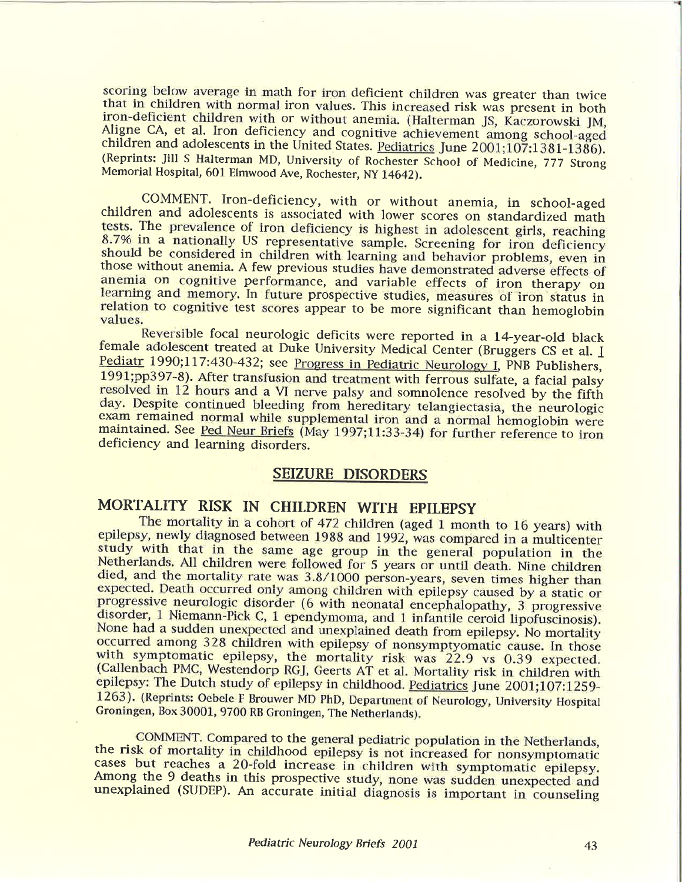scoring below average in math for iron deficient children was greater than twice that in children with normal iron values. This increased risk was present in both iron-deficient children with or without anemia. (Halterman JS, Kaczorowski JM, Aligne CA, et al. Iron deficiency and cognitive achievement among school-aged children and adolescents in the United States. Pediatrics June 2001;107:1381-1386). (Reprints: Jill S Halterman MD, University of Rochester School of Medicine, 777 Strong Memorial Hospital, 601 Elmwood Ave, Rochester, NY 14642).

COMMENT. Iron-deficiency, with or without anemia, in school-aged children and adolescents is associated with lower scores on standardized math tests. The prevalence of iron deficiency is highest in adolescent girls, reaching 8.7% in a nationally US representative sample. Screening for iron deficiency should be considered in children with learning and behavior problems, even in those without anemia. A few previous studies have demonstrated adverse effects of anemia on cognitive performance, and variable effects of iron therapy on learning and memory. In future prospective studies, measures of iron status in relation to cognitive test scores appear to be more significant than hemoglobin values.

Reversible focal neurologic deficits were reported in a 14-year-old black female adolescent treated at Duke University Medical Center (Bruggers CS et al. J Pediatr 1990;117:430-432; see Progress in Pediatric Neurology I, PNB Publishers, 1991;pp397-8). After transfusion and treatment with ferrous sulfate, a facial palsy resolved in 12 hours and a VI nerve palsy and somnolence resolved by the fifth day. Despite continued bleeding from hereditary telangiectasia, the neurologic exam remained normal while supplemental iron and a normal hemoglobin were maintained. See Ped Neur Briefs (May 1997;11:33-34) for further reference to iron deficiency and learning disorders.

## SEIZURE DISORDERS

### MORTALITY RISK IN CHILDREN WITH EPILEPSY

The mortality in a cohort of 472 children (aged 1 month to 16 years) with epilepsy, newly diagnosed between 1988 and 1992, was compared in a multicenter study with that in the same age group in the general population in the Netherlands. All children were followed for 5 years or until death. Nine children died, and the mortality rate was 3.8/1000 person-years, seven times higher than expected. Death occurred only among children with epilepsy caused by a static or progressive neurologic disorder (6 with neonatal encephalopathy, 3 progressive disorder, 1 Niemann-Pick C, 1 ependymoma, and 1 infantile ceroid lipofuscinosis). None had a sudden unexpected and unexplained death from epilepsy. No mortality occurred among 328 children with epilepsy of nonsymptyomatic cause. In those with symptomatic epilepsy, the mortality risk was 22.9 vs 0.39 expected. (Callenbach PMC, Westendorp RGJ, Geerts AT et al. Mortality risk in children with epilepsy: The Dutch study of epilepsy in childhood. Pediatrics June 2001;107:1259-1263). (Reprints: Oebele F Brouwer MD PhD, Department of Neurology, University Hospital Groningen, Box 30001, 9700 RB Groningen, The Netherlands).

COMMENT. Compared to the general pediatric population in the Netherlands, the risk of mortality in childhood epilepsy is not increased for nonsymptomatic cases but reaches a 20-fold increase in children with symptomatic epilepsy. Among the 9 deaths in this prospective study, none was sudden unexpected and unexplained (SUDEP). An accurate initial diagnosis is important in counseling